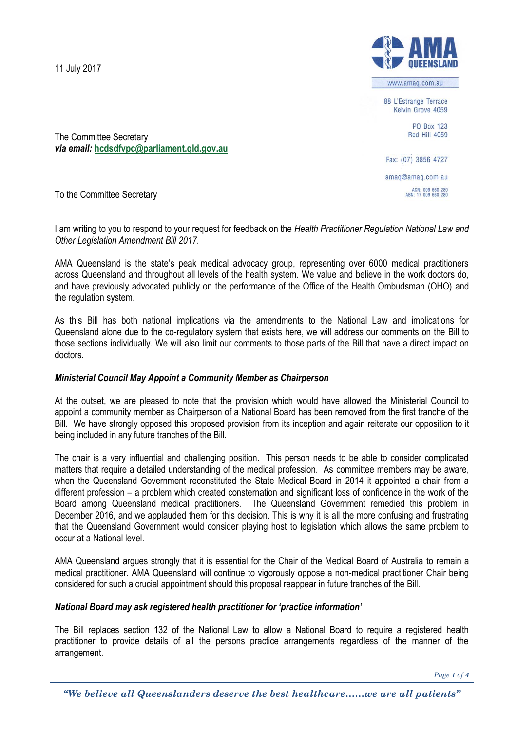11 July 2017

AMA QUEENSLAND

www.amaq.com.au

88 L'Estrange Terrace
Kelvin Grove 4059

PO Box 123
Red Hill 4059

Fax: (07) 3856 4727

amaq@amaq.com.au

ACN: 009 660 280
ABN: 17 009 660 280

The Committee Secretary
***via email:*** **hcdsdfvpc@parliament.qld.gov.au**

To the Committee Secretary

I am writing to you to respond to your request for feedback on the *Health Practitioner Regulation National Law and Other Legislation Amendment Bill 2017*.

AMA Queensland is the state's peak medical advocacy group, representing over 6000 medical practitioners across Queensland and throughout all levels of the health system. We value and believe in the work doctors do, and have previously advocated publicly on the performance of the Office of the Health Ombudsman (OHO) and the regulation system.

As this Bill has both national implications via the amendments to the National Law and implications for Queensland alone due to the co-regulatory system that exists here, we will address our comments on the Bill to those sections individually. We will also limit our comments to those parts of the Bill that have a direct impact on doctors.

***Ministerial Council May Appoint a Community Member as Chairperson***

At the outset, we are pleased to note that the provision which would have allowed the Ministerial Council to appoint a community member as Chairperson of a National Board has been removed from the first tranche of the Bill. We have strongly opposed this proposed provision from its inception and again reiterate our opposition to it being included in any future tranches of the Bill.

The chair is a very influential and challenging position. This person needs to be able to consider complicated matters that require a detailed understanding of the medical profession. As committee members may be aware, when the Queensland Government reconstituted the State Medical Board in 2014 it appointed a chair from a different profession – a problem which created consternation and significant loss of confidence in the work of the Board among Queensland medical practitioners. The Queensland Government remedied this problem in December 2016, and we applauded them for this decision. This is why it is all the more confusing and frustrating that the Queensland Government would consider playing host to legislation which allows the same problem to occur at a National level.

AMA Queensland argues strongly that it is essential for the Chair of the Medical Board of Australia to remain a medical practitioner. AMA Queensland will continue to vigorously oppose a non-medical practitioner Chair being considered for such a crucial appointment should this proposal reappear in future tranches of the Bill.

***National Board may ask registered health practitioner for 'practice information'***

The Bill replaces section 132 of the National Law to allow a National Board to require a registered health practitioner to provide details of all the persons practice arrangements regardless of the manner of the arrangement.

*"We believe all Queenslanders deserve the best healthcare……we are all patients"*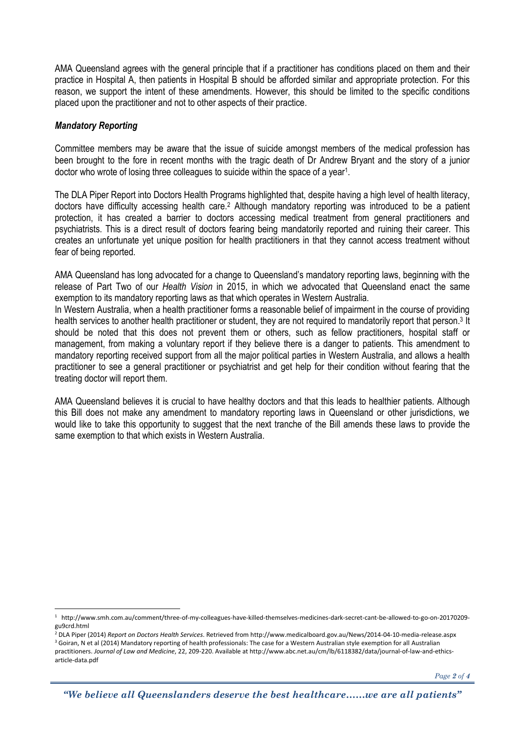AMA Queensland agrees with the general principle that if a practitioner has conditions placed on them and their practice in Hospital A, then patients in Hospital B should be afforded similar and appropriate protection. For this reason, we support the intent of these amendments. However, this should be limited to the specific conditions placed upon the practitioner and not to other aspects of their practice.

### *Mandatory Reporting*

Committee members may be aware that the issue of suicide amongst members of the medical profession has been brought to the fore in recent months with the tragic death of Dr Andrew Bryant and the story of a junior doctor who wrote of losing three colleagues to suicide within the space of a year[1].

The DLA Piper Report into Doctors Health Programs highlighted that, despite having a high level of health literacy, doctors have difficulty accessing health care.[2] Although mandatory reporting was introduced to be a patient protection, it has created a barrier to doctors accessing medical treatment from general practitioners and psychiatrists. This is a direct result of doctors fearing being mandatorily reported and ruining their career. This creates an unfortunate yet unique position for health practitioners in that they cannot access treatment without fear of being reported.

AMA Queensland has long advocated for a change to Queensland's mandatory reporting laws, beginning with the release of Part Two of our *Health Vision* in 2015, in which we advocated that Queensland enact the same exemption to its mandatory reporting laws as that which operates in Western Australia.

In Western Australia, when a health practitioner forms a reasonable belief of impairment in the course of providing health services to another health practitioner or student, they are not required to mandatorily report that person.[3] It should be noted that this does not prevent them or others, such as fellow practitioners, hospital staff or management, from making a voluntary report if they believe there is a danger to patients. This amendment to mandatory reporting received support from all the major political parties in Western Australia, and allows a health practitioner to see a general practitioner or psychiatrist and get help for their condition without fearing that the treating doctor will report them.

AMA Queensland believes it is crucial to have healthy doctors and that this leads to healthier patients. Although this Bill does not make any amendment to mandatory reporting laws in Queensland or other jurisdictions, we would like to take this opportunity to suggest that the next tranche of the Bill amends these laws to provide the same exemption to that which exists in Western Australia.

---

[1] http://www.smh.com.au/comment/three-of-my-colleagues-have-killed-themselves-medicines-dark-secret-cant-be-allowed-to-go-on-20170209-gu9crd.html

[2] DLA Piper (2014) *Report on Doctors Health Services*. Retrieved from http://www.medicalboard.gov.au/News/2014-04-10-media-release.aspx

[3] Goiran, N et al (2014) Mandatory reporting of health professionals: The case for a Western Australian style exemption for all Australian practitioners. *Journal of Law and Medicine*, 22, 209-220. Available at http://www.abc.net.au/cm/lb/6118382/data/journal-of-law-and-ethics-article-data.pdf

*"We believe all Queenslanders deserve the best healthcare……we are all patients"*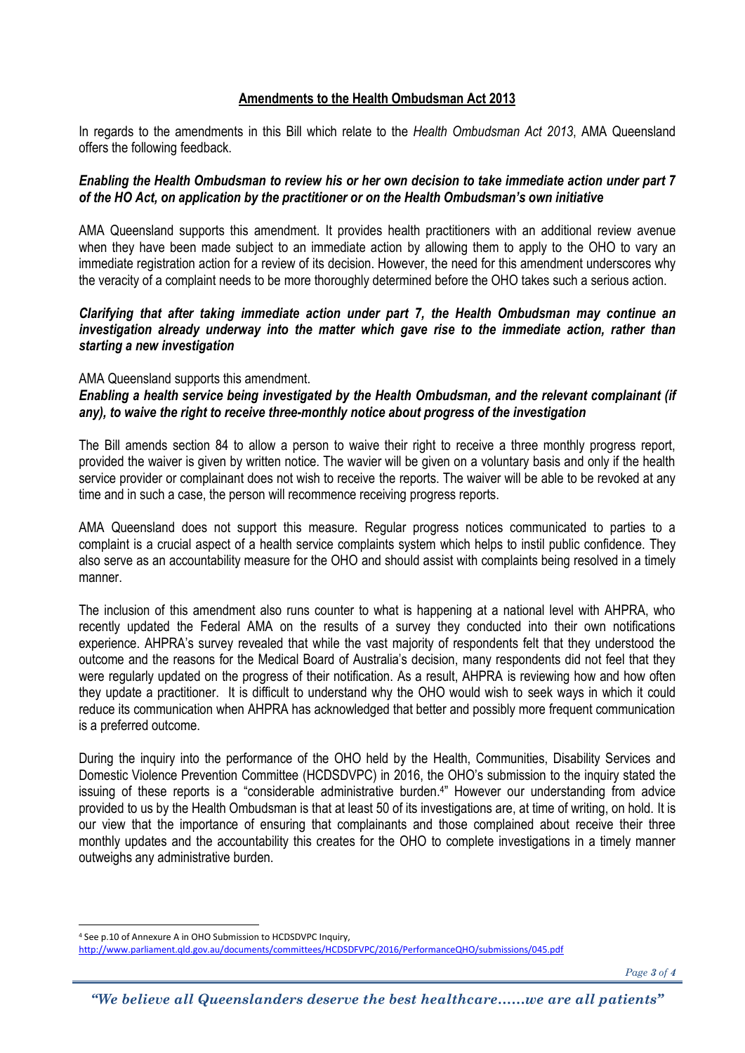## Amendments to the Health Ombudsman Act 2013

In regards to the amendments in this Bill which relate to the *Health Ombudsman Act 2013*, AMA Queensland offers the following feedback.

***Enabling the Health Ombudsman to review his or her own decision to take immediate action under part 7 of the HO Act, on application by the practitioner or on the Health Ombudsman's own initiative***

AMA Queensland supports this amendment. It provides health practitioners with an additional review avenue when they have been made subject to an immediate action by allowing them to apply to the OHO to vary an immediate registration action for a review of its decision. However, the need for this amendment underscores why the veracity of a complaint needs to be more thoroughly determined before the OHO takes such a serious action.

***Clarifying that after taking immediate action under part 7, the Health Ombudsman may continue an investigation already underway into the matter which gave rise to the immediate action, rather than starting a new investigation***

AMA Queensland supports this amendment.

***Enabling a health service being investigated by the Health Ombudsman, and the relevant complainant (if any), to waive the right to receive three-monthly notice about progress of the investigation***

The Bill amends section 84 to allow a person to waive their right to receive a three monthly progress report, provided the waiver is given by written notice. The wavier will be given on a voluntary basis and only if the health service provider or complainant does not wish to receive the reports. The waiver will be able to be revoked at any time and in such a case, the person will recommence receiving progress reports.

AMA Queensland does not support this measure. Regular progress notices communicated to parties to a complaint is a crucial aspect of a health service complaints system which helps to instil public confidence. They also serve as an accountability measure for the OHO and should assist with complaints being resolved in a timely manner.

The inclusion of this amendment also runs counter to what is happening at a national level with AHPRA, who recently updated the Federal AMA on the results of a survey they conducted into their own notifications experience. AHPRA's survey revealed that while the vast majority of respondents felt that they understood the outcome and the reasons for the Medical Board of Australia's decision, many respondents did not feel that they were regularly updated on the progress of their notification. As a result, AHPRA is reviewing how and how often they update a practitioner. It is difficult to understand why the OHO would wish to seek ways in which it could reduce its communication when AHPRA has acknowledged that better and possibly more frequent communication is a preferred outcome.

During the inquiry into the performance of the OHO held by the Health, Communities, Disability Services and Domestic Violence Prevention Committee (HCDSDVPC) in 2016, the OHO's submission to the inquiry stated the issuing of these reports is a "considerable administrative burden.[4]" However our understanding from advice provided to us by the Health Ombudsman is that at least 50 of its investigations are, at time of writing, on hold. It is our view that the importance of ensuring that complainants and those complained about receive their three monthly updates and the accountability this creates for the OHO to complete investigations in a timely manner outweighs any administrative burden.

---

[4] See p.10 of Annexure A in OHO Submission to HCDSDVPC Inquiry, http://www.parliament.qld.gov.au/documents/committees/HCDSDFVPC/2016/PerformanceQHO/submissions/045.pdf

*"We believe all Queenslanders deserve the best healthcare……we are all patients"*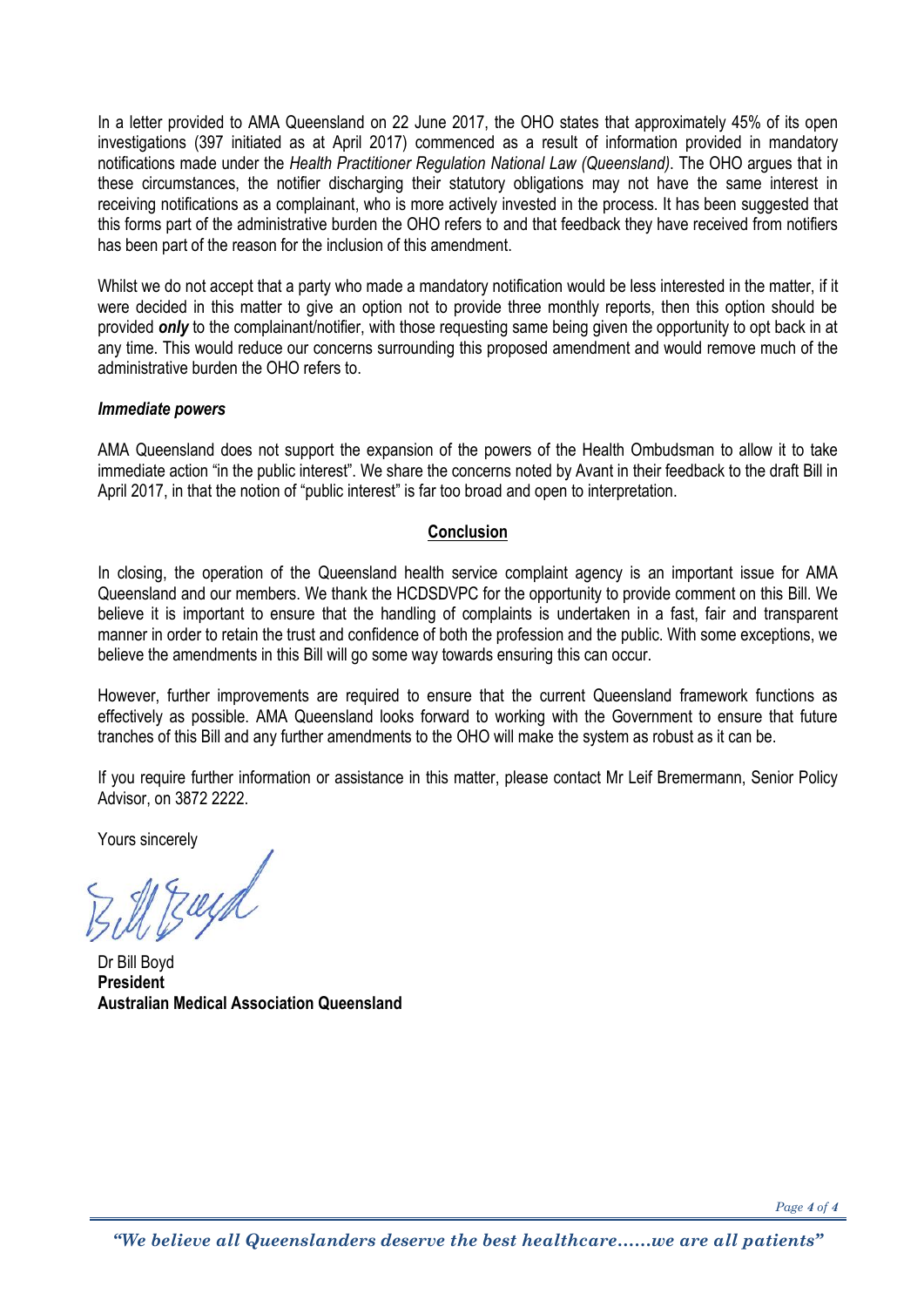In a letter provided to AMA Queensland on 22 June 2017, the OHO states that approximately 45% of its open investigations (397 initiated as at April 2017) commenced as a result of information provided in mandatory notifications made under the *Health Practitioner Regulation National Law (Queensland)*. The OHO argues that in these circumstances, the notifier discharging their statutory obligations may not have the same interest in receiving notifications as a complainant, who is more actively invested in the process. It has been suggested that this forms part of the administrative burden the OHO refers to and that feedback they have received from notifiers has been part of the reason for the inclusion of this amendment.

Whilst we do not accept that a party who made a mandatory notification would be less interested in the matter, if it were decided in this matter to give an option not to provide three monthly reports, then this option should be provided ***only*** to the complainant/notifier, with those requesting same being given the opportunity to opt back in at any time. This would reduce our concerns surrounding this proposed amendment and would remove much of the administrative burden the OHO refers to.

***Immediate powers***

AMA Queensland does not support the expansion of the powers of the Health Ombudsman to allow it to take immediate action "in the public interest". We share the concerns noted by Avant in their feedback to the draft Bill in April 2017, in that the notion of "public interest" is far too broad and open to interpretation.

## Conclusion

In closing, the operation of the Queensland health service complaint agency is an important issue for AMA Queensland and our members. We thank the HCDSDVPC for the opportunity to provide comment on this Bill. We believe it is important to ensure that the handling of complaints is undertaken in a fast, fair and transparent manner in order to retain the trust and confidence of both the profession and the public. With some exceptions, we believe the amendments in this Bill will go some way towards ensuring this can occur.

However, further improvements are required to ensure that the current Queensland framework functions as effectively as possible. AMA Queensland looks forward to working with the Government to ensure that future tranches of this Bill and any further amendments to the OHO will make the system as robust as it can be.

If you require further information or assistance in this matter, please contact Mr Leif Bremermann, Senior Policy Advisor, on 3872 2222.

Yours sincerely

Dr Bill Boyd
**President**
**Australian Medical Association Queensland**

*"We believe all Queenslanders deserve the best healthcare……we are all patients"*